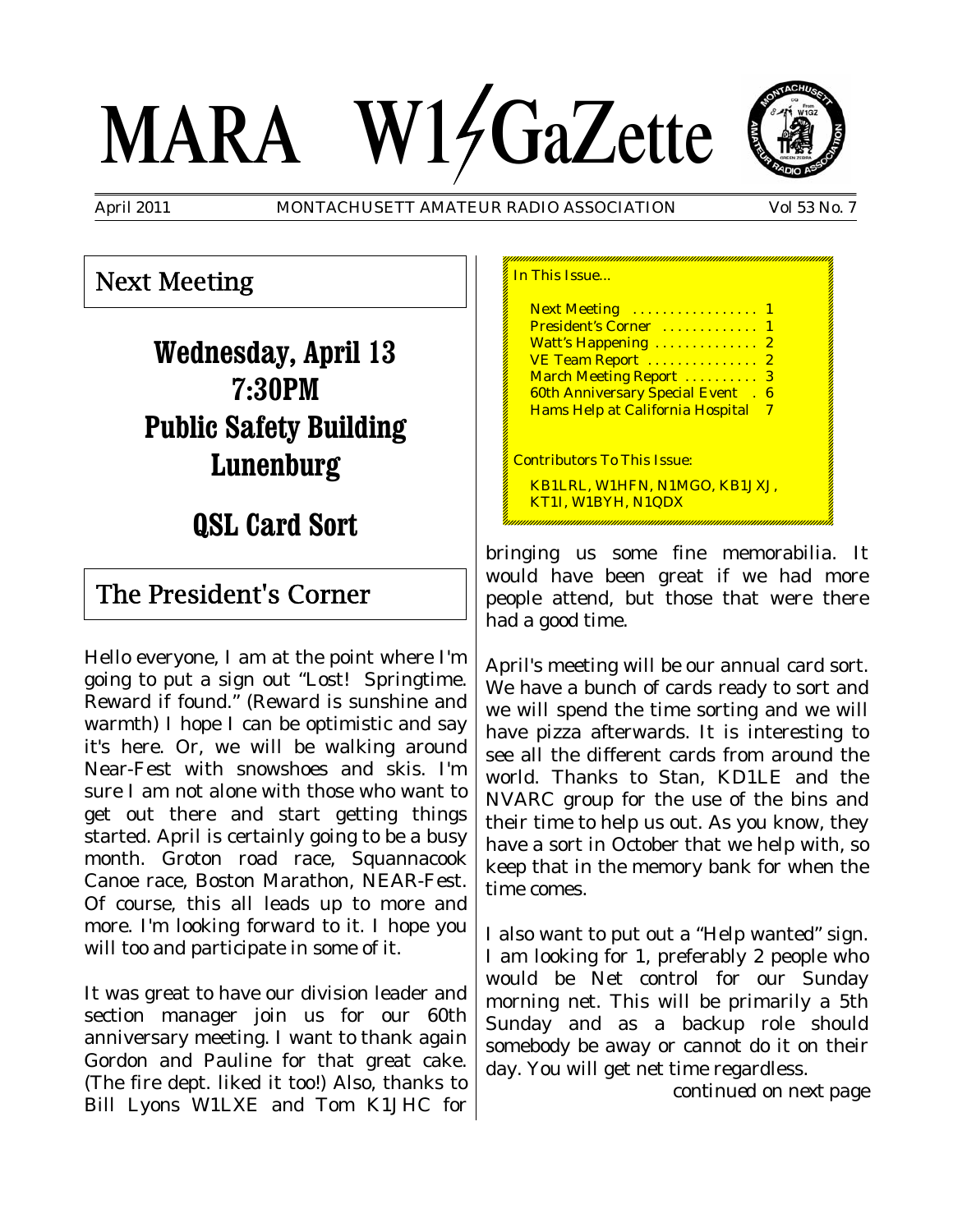# MARA W1GaZette

April 2011 MONTACHUSETT AMATEUR RADIO ASSOCIATION Vol 53 No. 7

## Next Meeting

**Wednesday, April 13**
**7:30PM**
**Public Safety Building**
**Lunenburg**

**QSL Card Sort**

In This Issue...

- Next Meeting ................. 1
- President's Corner ............. 1
- Watt's Happening .............. 2
- VE Team Report ............... 2
- March Meeting Report .......... 3
- 60th Anniversary Special Event . 6
- Hams Help at California Hospital 7

Contributors To This Issue:

KB1LRL, W1HFN, N1MGO, KB1JXJ, KT1I, W1BYH, N1QDX

## The President's Corner

Hello everyone, I am at the point where I'm going to put a sign out "Lost! Springtime. Reward if found." (Reward is sunshine and warmth) I hope I can be optimistic and say it's here. Or, we will be walking around Near-Fest with snowshoes and skis. I'm sure I am not alone with those who want to get out there and start getting things started. April is certainly going to be a busy month. Groton road race, Squannacook Canoe race, Boston Marathon, NEAR-Fest. Of course, this all leads up to more and more. I'm looking forward to it. I hope you will too and participate in some of it.

It was great to have our division leader and section manager join us for our 60th anniversary meeting. I want to thank again Gordon and Pauline for that great cake. (The fire dept. liked it too!) Also, thanks to Bill Lyons W1LXE and Tom K1JHC for bringing us some fine memorabilia. It would have been great if we had more people attend, but those that were there had a good time.

April's meeting will be our annual card sort. We have a bunch of cards ready to sort and we will spend the time sorting and we will have pizza afterwards. It is interesting to see all the different cards from around the world. Thanks to Stan, KD1LE and the NVARC group for the use of the bins and their time to help us out. As you know, they have a sort in October that we help with, so keep that in the memory bank for when the time comes.

I also want to put out a "Help wanted" sign. I am looking for 1, preferably 2 people who would be Net control for our Sunday morning net. This will be primarily a 5th Sunday and as a backup role should somebody be away or cannot do it on their day. You will get net time regardless.

*continued on next page*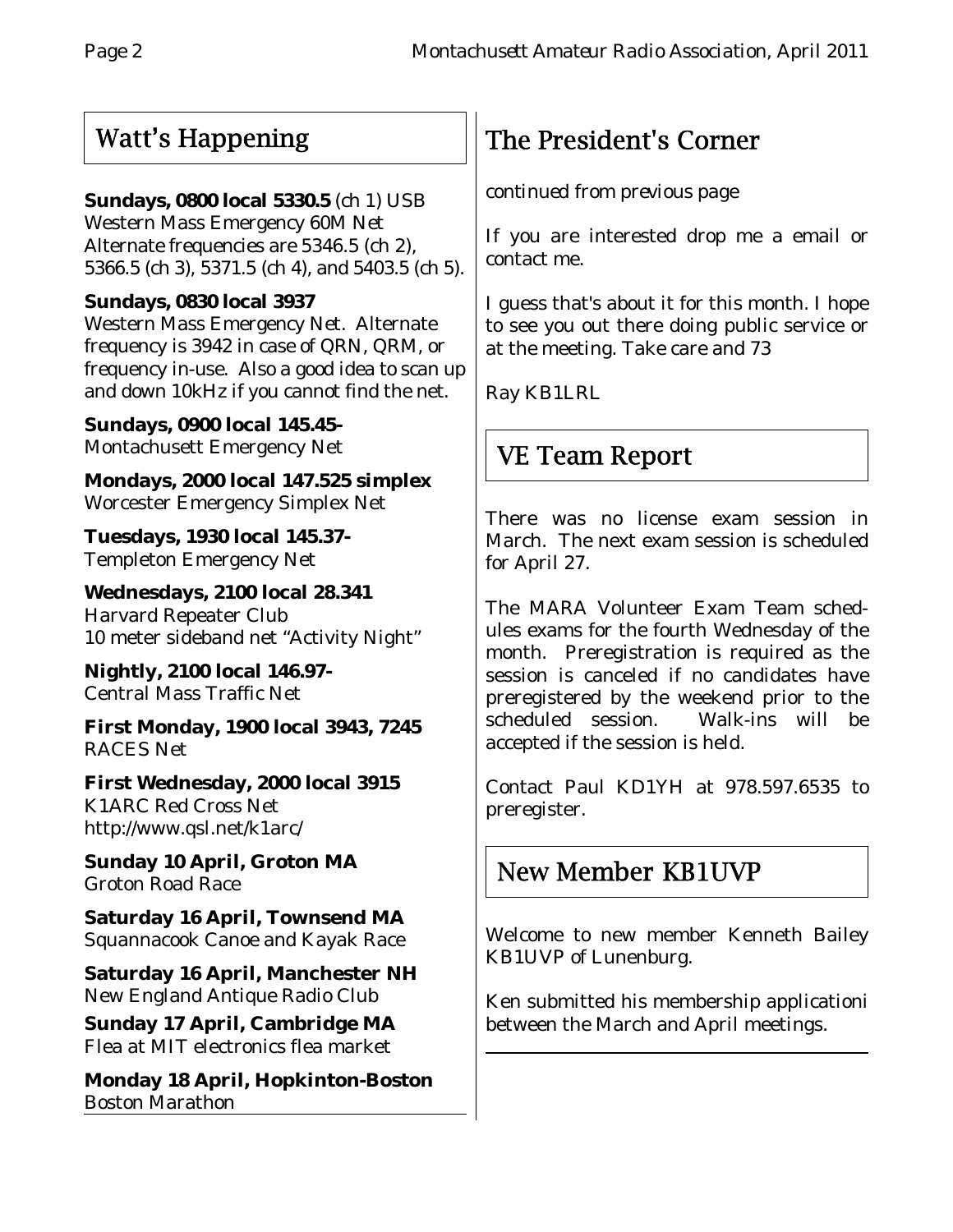## Watt's Happening

**Sundays, 0800 local 5330.5** (ch 1) USB
Western Mass Emergency 60M Net
Alternate frequencies are 5346.5 (ch 2), 5366.5 (ch 3), 5371.5 (ch 4), and 5403.5 (ch 5).

**Sundays, 0830 local 3937**
Western Mass Emergency Net. Alternate frequency is 3942 in case of QRN, QRM, or frequency in-use. Also a good idea to scan up and down 10kHz if you cannot find the net.

**Sundays, 0900 local 145.45-**
Montachusett Emergency Net

**Mondays, 2000 local 147.525 simplex**
Worcester Emergency Simplex Net

**Tuesdays, 1930 local 145.37-**
Templeton Emergency Net

**Wednesdays, 2100 local 28.341**
Harvard Repeater Club
10 meter sideband net "Activity Night"

**Nightly, 2100 local 146.97-**
Central Mass Traffic Net

**First Monday, 1900 local 3943, 7245**
RACES Net

**First Wednesday, 2000 local 3915**
K1ARC Red Cross Net
http://www.qsl.net/k1arc/

**Sunday 10 April, Groton MA**
Groton Road Race

**Saturday 16 April, Townsend MA**
Squannacook Canoe and Kayak Race

**Saturday 16 April, Manchester NH**
New England Antique Radio Club

**Sunday 17 April, Cambridge MA**
Flea at MIT electronics flea market

**Monday 18 April, Hopkinton-Boston**
Boston Marathon

## The President's Corner

*continued from previous page*

If you are interested drop me a email or contact me.

I guess that's about it for this month. I hope to see you out there doing public service or at the meeting. Take care and 73

Ray KB1LRL

## VE Team Report

There was no license exam session in March. The next exam session is scheduled for April 27.

The MARA Volunteer Exam Team schedules exams for the fourth Wednesday of the month. Preregistration is required as the session is canceled if no candidates have preregistered by the weekend prior to the scheduled session. Walk-ins will be accepted if the session is held.

Contact Paul KD1YH at 978.597.6535 to preregister.

## New Member KB1UVP

Welcome to new member Kenneth Bailey KB1UVP of Lunenburg.

Ken submitted his membership applicationi between the March and April meetings.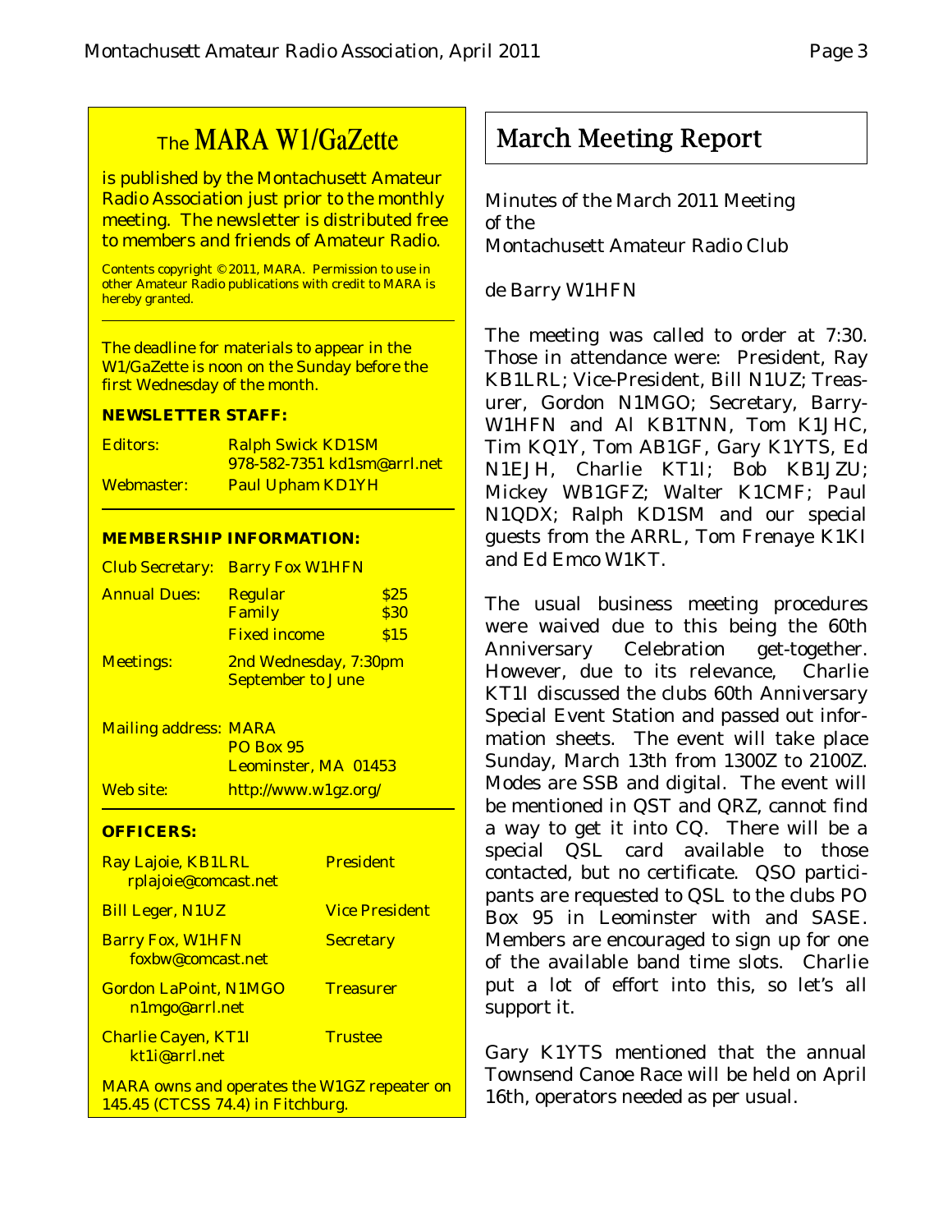## The MARA W1/GaZette

is published by the Montachusett Amateur Radio Association just prior to the monthly meeting. The newsletter is distributed free to members and friends of Amateur Radio.

*Contents copyright © 2011, MARA. Permission to use in other Amateur Radio publications with credit to MARA is hereby granted.*

The deadline for materials to appear in the W1/GaZette is noon on the Sunday before the first Wednesday of the month.

**NEWSLETTER STAFF:**

| | |
|---|---|
| Editors: | Ralph Swick KD1SM<br>978-582-7351 kd1sm@arrl.net |
| Webmaster: | Paul Upham KD1YH |

**MEMBERSHIP INFORMATION:**

| | | |
|---|---|---|
| Club Secretary: | Barry Fox W1HFN | |
| Annual Dues: | Regular | $25 |
| | Family | $30 |
| | Fixed income | $15 |
| Meetings: | 2nd Wednesday, 7:30pm<br>September to June | |
| Mailing address: | MARA<br>PO Box 95<br>Leominster, MA 01453 | |
| Web site: | http://www.w1gz.org/ | |

**OFFICERS:**

| | |
|---|---|
| Ray Lajoie, KB1LRL<br>rplajoie@comcast.net | President |
| Bill Leger, N1UZ | Vice President |
| Barry Fox, W1HFN<br>foxbw@comcast.net | Secretary |
| Gordon LaPoint, N1MGO<br>n1mgo@arrl.net | Treasurer |
| Charlie Cayen, KT1I<br>kt1i@arrl.net | Trustee |

MARA owns and operates the W1GZ repeater on 145.45 (CTCSS 74.4) in Fitchburg.

## March Meeting Report

Minutes of the March 2011 Meeting
of the
Montachusett Amateur Radio Club

de Barry W1HFN

The meeting was called to order at 7:30. Those in attendance were: President, Ray KB1LRL; Vice-President, Bill N1UZ; Treasurer, Gordon N1MGO; Secretary, Barry-W1HFN and Al KB1TNN, Tom K1JHC, Tim KQ1Y, Tom AB1GF, Gary K1YTS, Ed N1EJH, Charlie KT1I; Bob KB1JZU; Mickey WB1GFZ; Walter K1CMF; Paul N1QDX; Ralph KD1SM and our special guests from the ARRL, Tom Frenaye K1KI and Ed Emco W1KT.

The usual business meeting procedures were waived due to this being the 60th Anniversary Celebration get-together. However, due to its relevance, Charlie KT1I discussed the clubs 60th Anniversary Special Event Station and passed out information sheets. The event will take place Sunday, March 13th from 1300Z to 2100Z. Modes are SSB and digital. The event will be mentioned in QST and QRZ, cannot find a way to get it into CQ. There will be a special QSL card available to those contacted, but no certificate. QSO participants are requested to QSL to the clubs PO Box 95 in Leominster with and SASE. Members are encouraged to sign up for one of the available band time slots. Charlie put a lot of effort into this, so let's all support it.

Gary K1YTS mentioned that the annual Townsend Canoe Race will be held on April 16th, operators needed as per usual.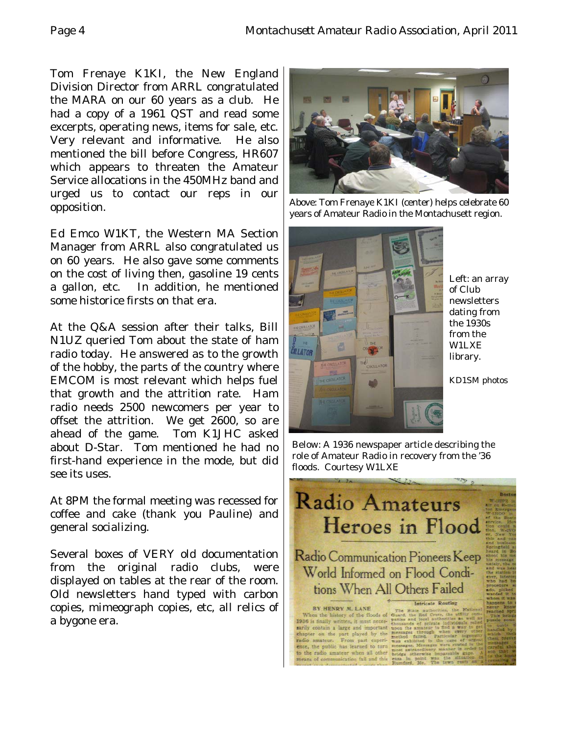Tom Frenaye K1KI, the New England Division Director from ARRL congratulated the MARA on our 60 years as a club. He had a copy of a 1961 QST and read some excerpts, operating news, items for sale, etc. Very relevant and informative. He also mentioned the bill before Congress, HR607 which appears to threaten the Amateur Service allocations in the 450MHz band and urged us to contact our reps in our opposition.

Ed Emco W1KT, the Western MA Section Manager from ARRL also congratulated us on 60 years. He also gave some comments on the cost of living then, gasoline 19 cents a gallon, etc. In addition, he mentioned some historice firsts on that era.

At the Q&A session after their talks, Bill N1UZ queried Tom about the state of ham radio today. He answered as to the growth of the hobby, the parts of the country where EMCOM is most relevant which helps fuel that growth and the attrition rate. Ham radio needs 2500 newcomers per year to offset the attrition. We get 2600, so are ahead of the game. Tom K1JHC asked about D-Star. Tom mentioned he had no first-hand experience in the mode, but did see its uses.

At 8PM the formal meeting was recessed for coffee and cake (thank you Pauline) and general socializing.

Several boxes of VERY old documentation from the original radio clubs, were displayed on tables at the rear of the room. Old newsletters hand typed with carbon copies, mimeograph copies, etc, all relics of a bygone era.

Above: Tom Frenaye K1KI (center) helps celebrate 60 years of Amateur Radio in the Montachusett region.

Left: an array of Club newsletters dating from the 1930s from the W1LXE library.

KD1SM photos

Below: A 1936 newspaper article describing the role of Amateur Radio in recovery from the '36 floods. Courtesy W1LXE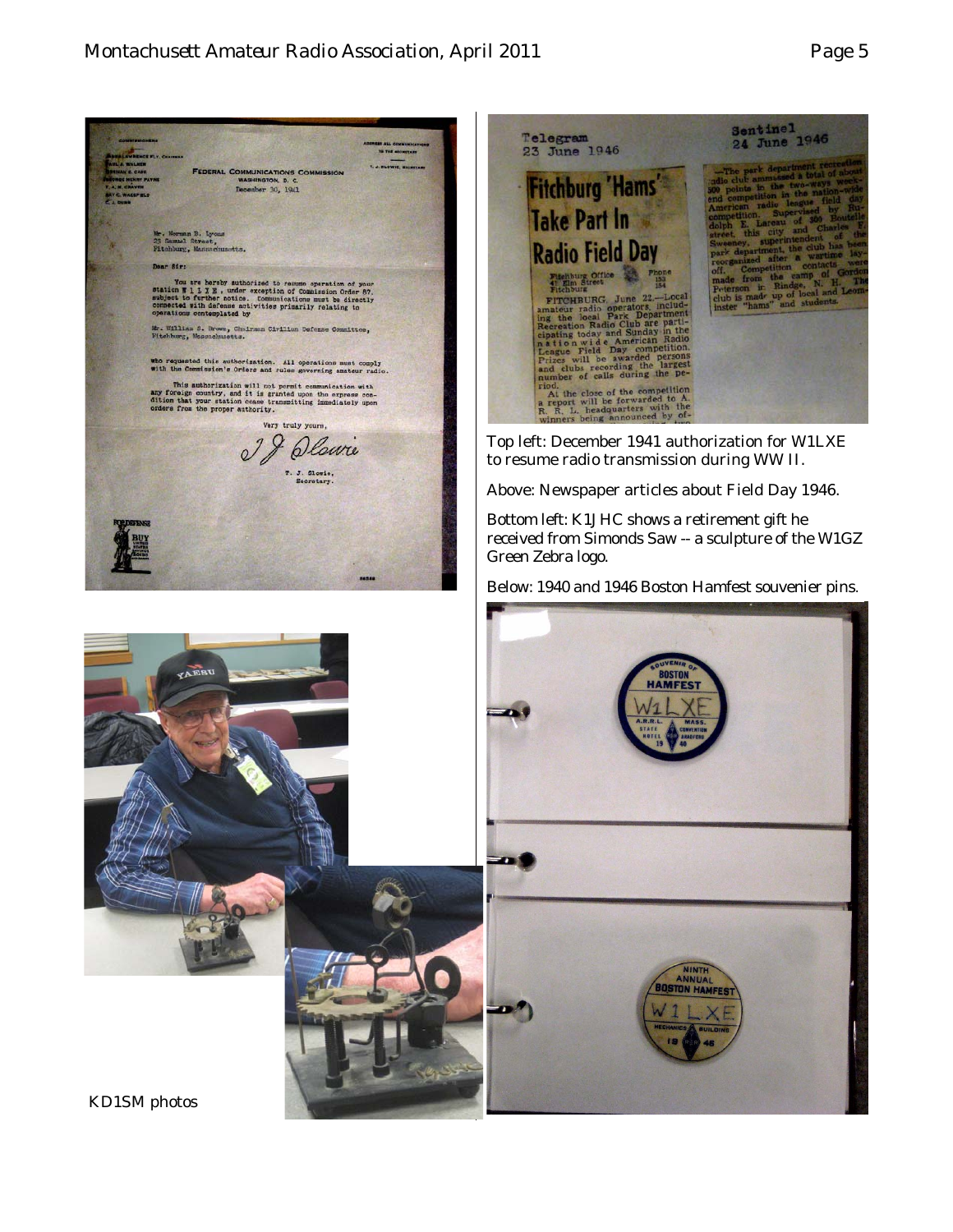Top left: December 1941 authorization for W1LXE to resume radio transmission during WW II.

Above: Newspaper articles about Field Day 1946.

Bottom left: K1JHC shows a retirement gift he received from Simonds Saw -- a sculpture of the W1GZ Green Zebra logo.

Below: 1940 and 1946 Boston Hamfest souvenier pins.

KD1SM photos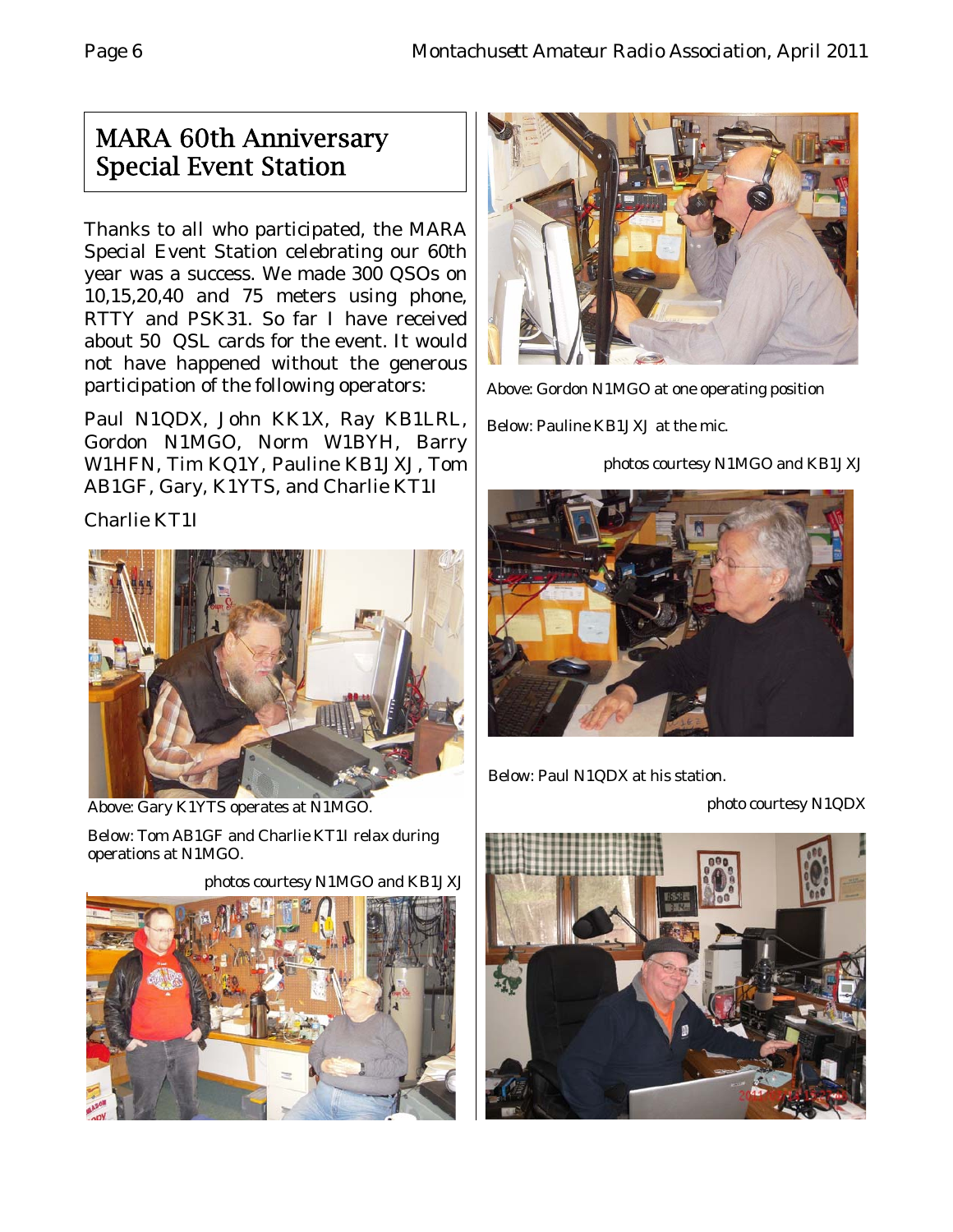## MARA 60th Anniversary Special Event Station

Thanks to all who participated, the MARA Special Event Station celebrating our 60th year was a success. We made 300 QSOs on 10,15,20,40 and 75 meters using phone, RTTY and PSK31. So far I have received about 50 QSL cards for the event. It would not have happened without the generous participation of the following operators:

Paul N1QDX, John KK1X, Ray KB1LRL, Gordon N1MGO, Norm W1BYH, Barry W1HFN, Tim KQ1Y, Pauline KB1JXJ, Tom AB1GF, Gary, K1YTS, and Charlie KT1I

Charlie KT1I

Above: Gary K1YTS operates at N1MGO.

Below: Tom AB1GF and Charlie KT1I relax during operations at N1MGO.

photos courtesy N1MGO and KB1JXJ

Above: Gordon N1MGO at one operating position

Below: Pauline KB1JXJ at the mic.

photos courtesy N1MGO and KB1JXJ

Below: Paul N1QDX at his station.

photo courtesy N1QDX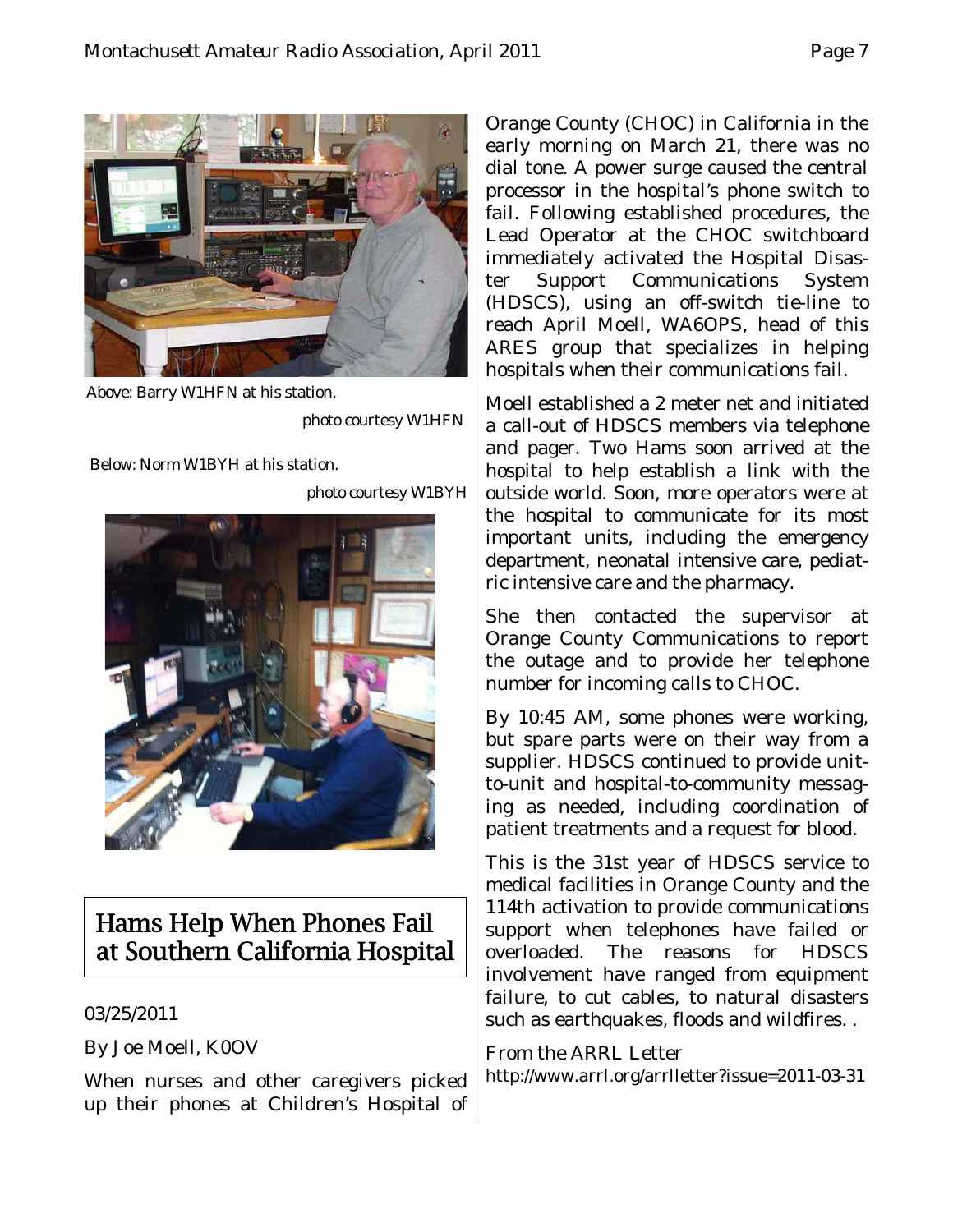Above: Barry W1HFN at his station.

photo courtesy W1HFN

Below: Norm W1BYH at his station.

photo courtesy W1BYH

## Hams Help When Phones Fail at Southern California Hospital

03/25/2011

By Joe Moell, K0OV

When nurses and other caregivers picked up their phones at Children's Hospital of Orange County (CHOC) in California in the early morning on March 21, there was no dial tone. A power surge caused the central processor in the hospital's phone switch to fail. Following established procedures, the Lead Operator at the CHOC switchboard immediately activated the Hospital Disaster Support Communications System (HDSCS), using an off-switch tie-line to reach April Moell, WA6OPS, head of this ARES group that specializes in helping hospitals when their communications fail.

Moell established a 2 meter net and initiated a call-out of HDSCS members via telephone and pager. Two Hams soon arrived at the hospital to help establish a link with the outside world. Soon, more operators were at the hospital to communicate for its most important units, including the emergency department, neonatal intensive care, pediatric intensive care and the pharmacy.

She then contacted the supervisor at Orange County Communications to report the outage and to provide her telephone number for incoming calls to CHOC.

By 10:45 AM, some phones were working, but spare parts were on their way from a supplier. HDSCS continued to provide unit-to-unit and hospital-to-community messaging as needed, including coordination of patient treatments and a request for blood.

This is the 31st year of HDSCS service to medical facilities in Orange County and the 114th activation to provide communications support when telephones have failed or overloaded. The reasons for HDSCS involvement have ranged from equipment failure, to cut cables, to natural disasters such as earthquakes, floods and wildfires. .

From the ARRL Letter
http://www.arrl.org/arrlletter?issue=2011-03-31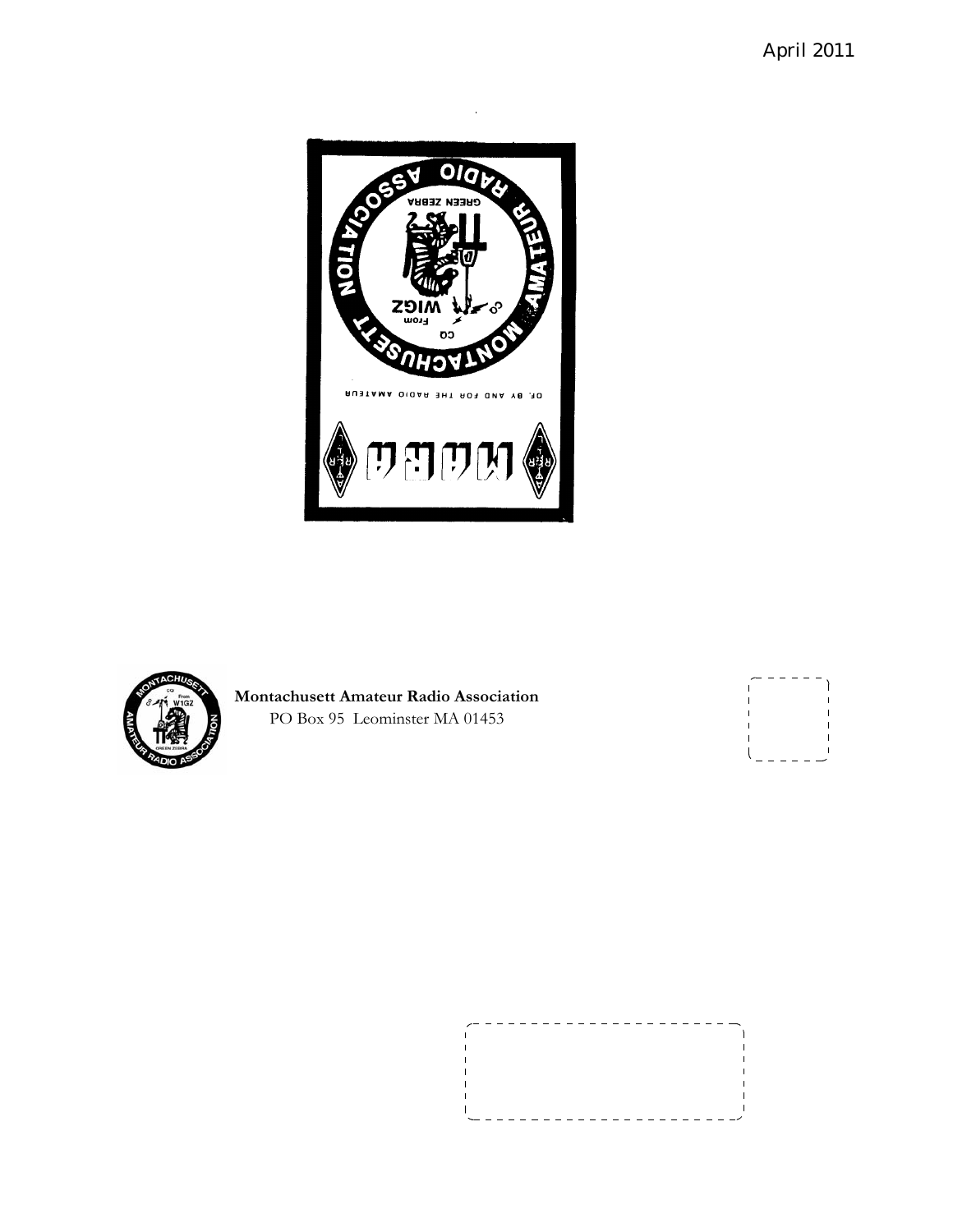April 2011

MONTACHUSETT AMATEUR RADIO ASSOCIATION

GREEN ZEBRA

CQ From W1GZ

OF, BY AND FOR THE RADIO AMATEUR

MARA

**Montachusett Amateur Radio Association**

PO Box 95 Leominster MA 01453